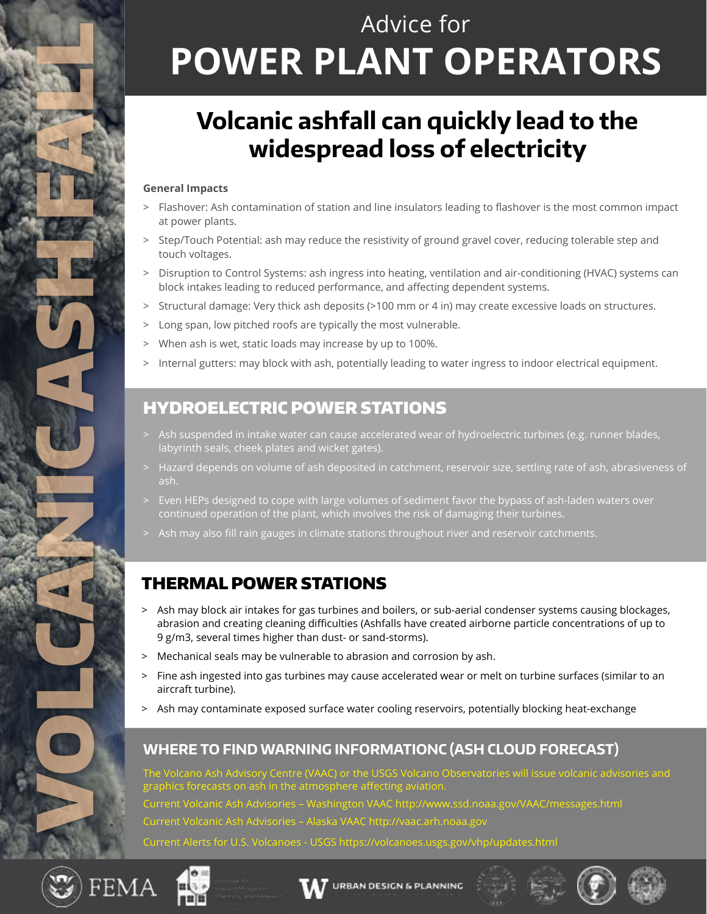VOLCANIC ASHFALL

# Advice for POWER PLANT OPERATORS

## Volcanic ashfall can quickly lead to the widespread loss of electricity

**General Impacts**

- Flashover: Ash contamination of station and line insulators leading to flashover is the most common impact at power plants.
- Step/Touch Potential: ash may reduce the resistivity of ground gravel cover, reducing tolerable step and touch voltages.
- Disruption to Control Systems: ash ingress into heating, ventilation and air-conditioning (HVAC) systems can block intakes leading to reduced performance, and affecting dependent systems.
- Structural damage: Very thick ash deposits (>100 mm or 4 in) may create excessive loads on structures.
- Long span, low pitched roofs are typically the most vulnerable.
- When ash is wet, static loads may increase by up to 100%.
- Internal gutters: may block with ash, potentially leading to water ingress to indoor electrical equipment.

## HYDROELECTRIC POWER STATIONS

- Ash suspended in intake water can cause accelerated wear of hydroelectric turbines (e.g. runner blades, labyrinth seals, cheek plates and wicket gates).
- Hazard depends on volume of ash deposited in catchment, reservoir size, settling rate of ash, abrasiveness of ash.
- Even HEPs designed to cope with large volumes of sediment favor the bypass of ash-laden waters over continued operation of the plant, which involves the risk of damaging their turbines.
- Ash may also fill rain gauges in climate stations throughout river and reservoir catchments.

## THERMAL POWER STATIONS

- Ash may block air intakes for gas turbines and boilers, or sub-aerial condenser systems causing blockages, abrasion and creating cleaning difficulties (Ashfalls have created airborne particle concentrations of up to 9 g/m3, several times higher than dust- or sand-storms).
- Mechanical seals may be vulnerable to abrasion and corrosion by ash.
- Fine ash ingested into gas turbines may cause accelerated wear or melt on turbine surfaces (similar to an aircraft turbine).
- Ash may contaminate exposed surface water cooling reservoirs, potentially blocking heat-exchange

## WHERE TO FIND WARNING INFORMATIONC (ASH CLOUD FORECAST)

The Volcano Ash Advisory Centre (VAAC) or the USGS Volcano Observatories will issue volcanic advisories and graphics forecasts on ash in the atmosphere affecting aviation.

Current Volcanic Ash Advisories – Washington VAAC http://www.ssd.noaa.gov/VAAC/messages.html

Current Volcanic Ash Advisories – Alaska VAAC http://vaac.arh.noaa.gov

Current Alerts for U.S. Volcanoes - USGS https://volcanoes.usgs.gov/vhp/updates.html

FEMA | Institute for Hazard Mitigation Planning and Research | W URBAN DESIGN & PLANNING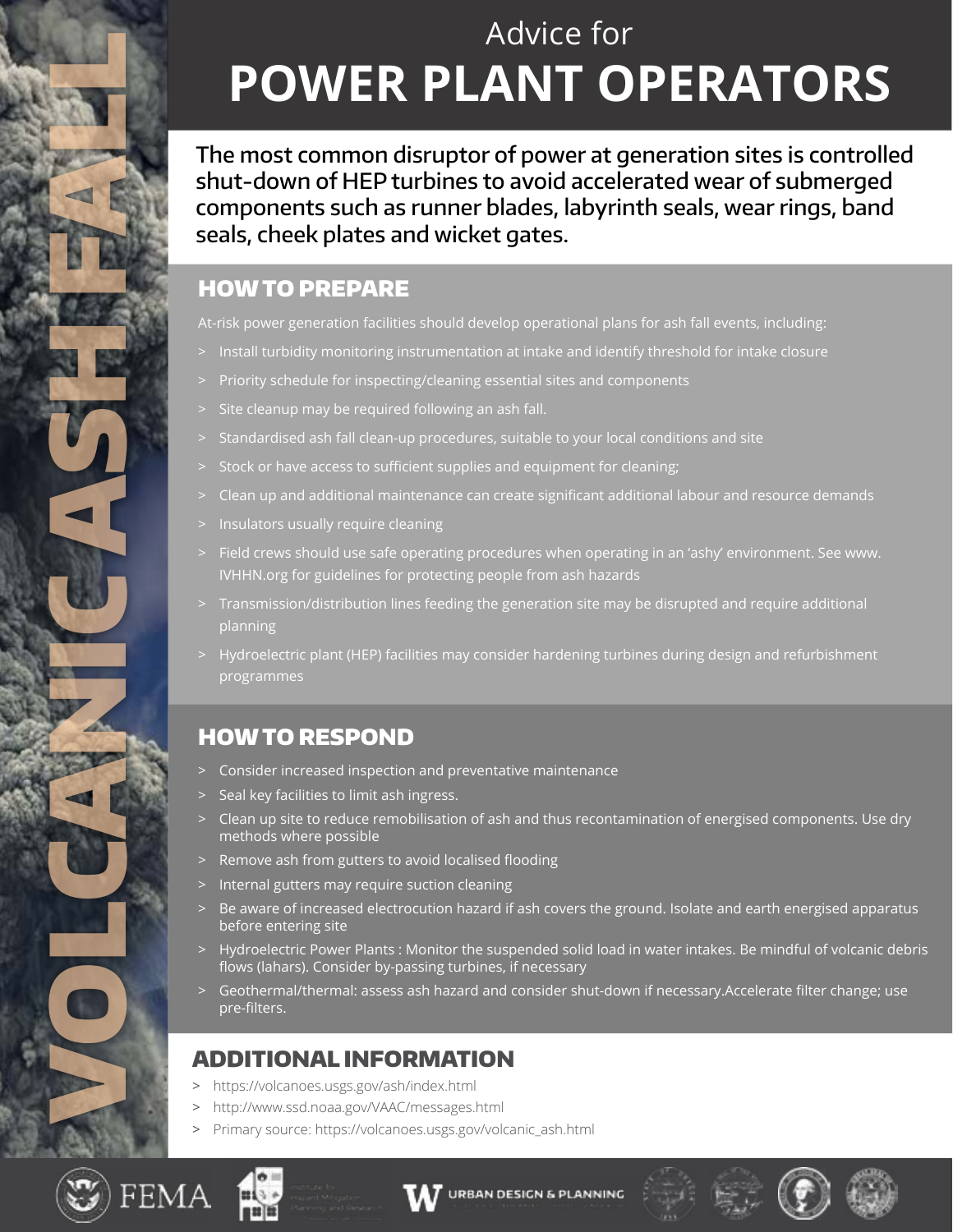VOLCANIC ASH FALL

Advice for

# POWER PLANT OPERATORS

**The most common disruptor of power at generation sites is controlled shut-down of HEP turbines to avoid accelerated wear of submerged components such as runner blades, labyrinth seals, wear rings, band seals, cheek plates and wicket gates.**

## HOW TO PREPARE

At-risk power generation facilities should develop operational plans for ash fall events, including:

> Install turbidity monitoring instrumentation at intake and identify threshold for intake closure
> Priority schedule for inspecting/cleaning essential sites and components
> Site cleanup may be required following an ash fall.
> Standardised ash fall clean-up procedures, suitable to your local conditions and site
> Stock or have access to sufficient supplies and equipment for cleaning;
> Clean up and additional maintenance can create significant additional labour and resource demands
> Insulators usually require cleaning
> Field crews should use safe operating procedures when operating in an 'ashy' environment. See www.IVHHN.org for guidelines for protecting people from ash hazards
> Transmission/distribution lines feeding the generation site may be disrupted and require additional planning
> Hydroelectric plant (HEP) facilities may consider hardening turbines during design and refurbishment programmes

## HOW TO RESPOND

> Consider increased inspection and preventative maintenance
> Seal key facilities to limit ash ingress.
> Clean up site to reduce remobilisation of ash and thus recontamination of energised components. Use dry methods where possible
> Remove ash from gutters to avoid localised flooding
> Internal gutters may require suction cleaning
> Be aware of increased electrocution hazard if ash covers the ground. Isolate and earth energised apparatus before entering site
> Hydroelectric Power Plants : Monitor the suspended solid load in water intakes. Be mindful of volcanic debris flows (lahars). Consider by-passing turbines, if necessary
> Geothermal/thermal: assess ash hazard and consider shut-down if necessary.Accelerate filter change; use pre-filters.

## ADDITIONAL INFORMATION

> https://volcanoes.usgs.gov/ash/index.html
> http://www.ssd.noaa.gov/VAAC/messages.html
> Primary source: https://volcanoes.usgs.gov/volcanic_ash.html

FEMA | URBAN DESIGN & PLANNING